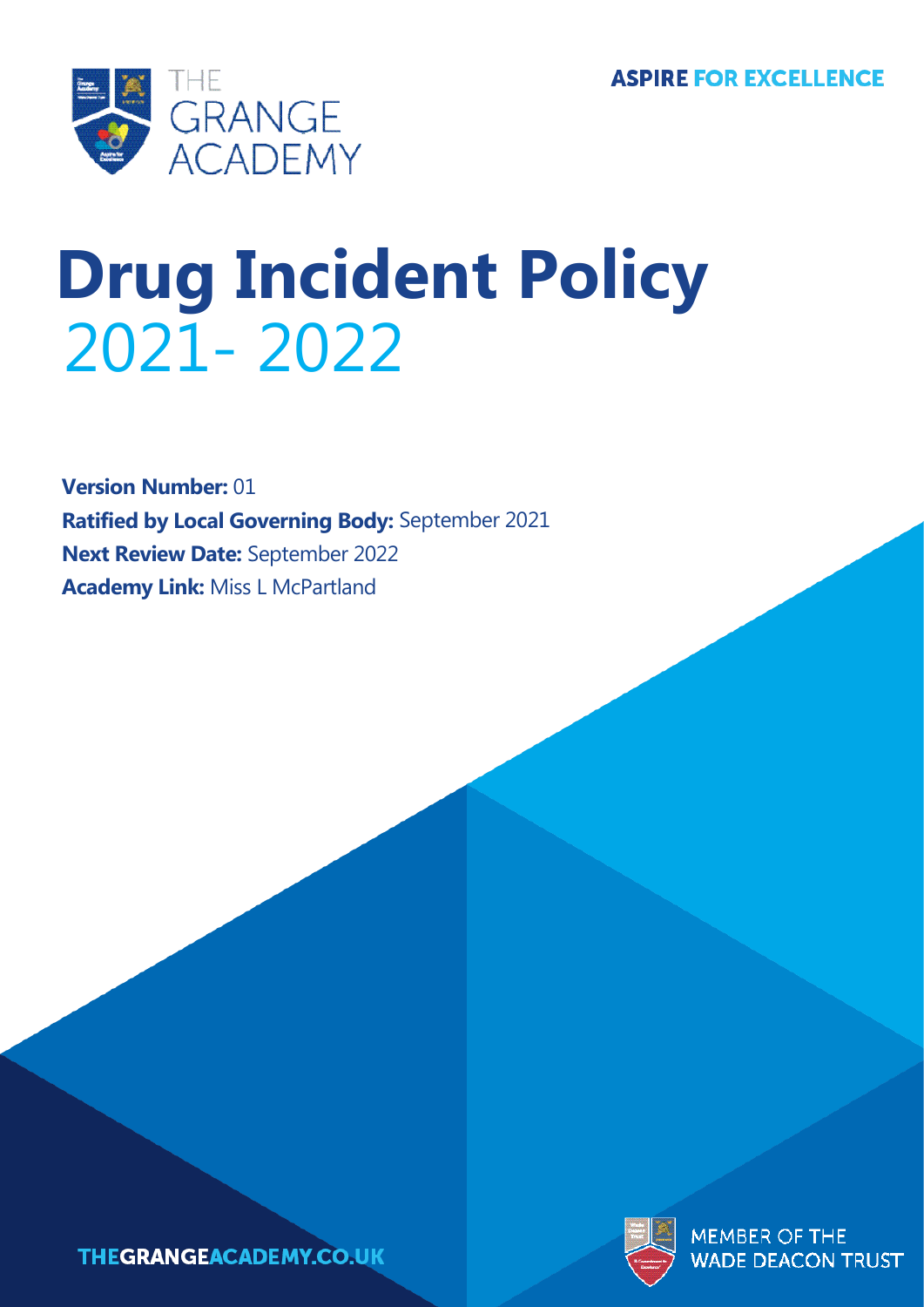THE GRANGE ACADEMY

ASPIRE FOR EXCELLENCE

# Drug Incident Policy
2021- 2022

**Version Number:** 01
**Ratified by Local Governing Body:** September 2021
**Next Review Date:** September 2022
**Academy Link:** Miss L McPartland

THEGRANGEACADEMY.CO.UK

MEMBER OF THE WADE DEACON TRUST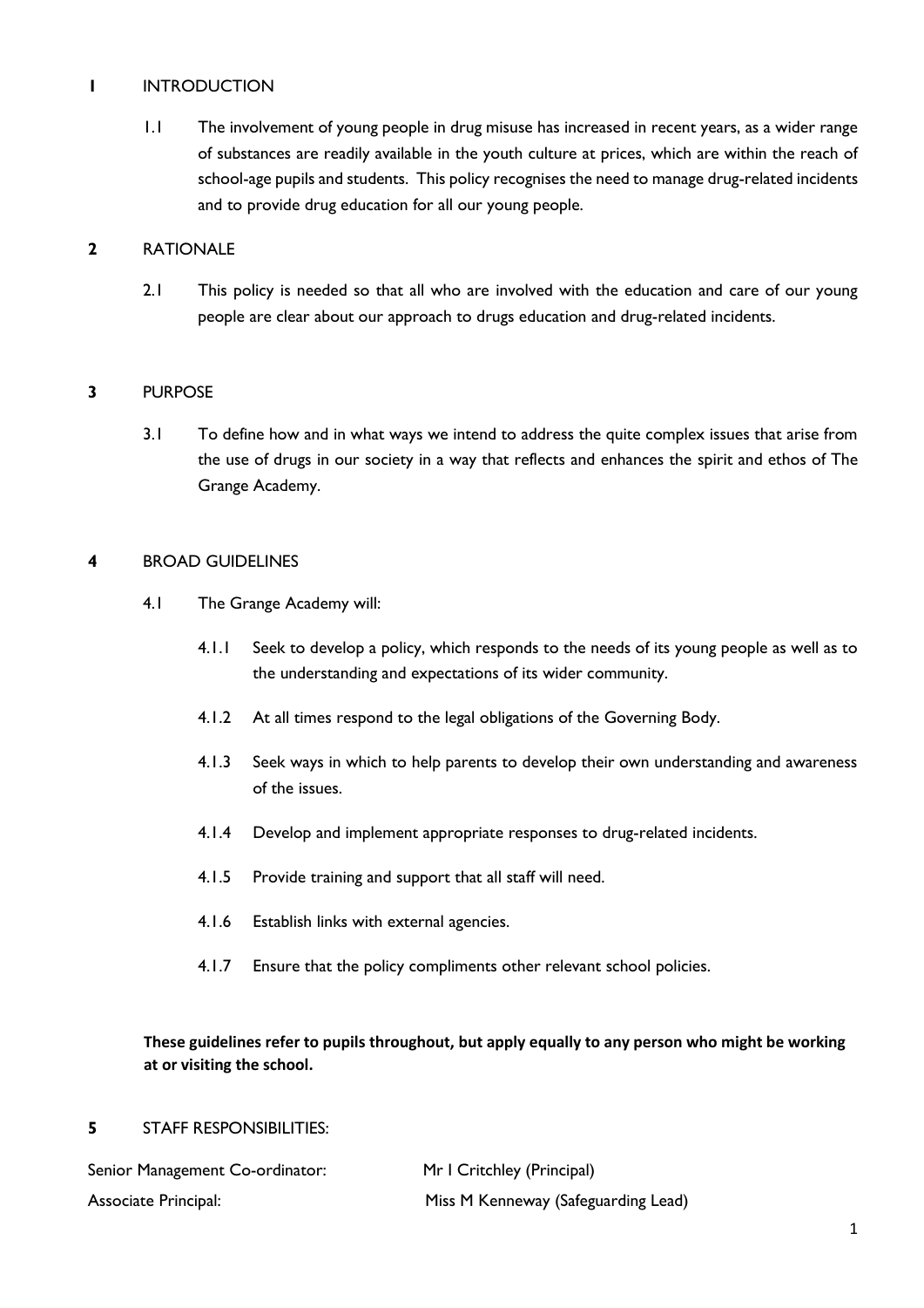## 1 INTRODUCTION

1.1 The involvement of young people in drug misuse has increased in recent years, as a wider range of substances are readily available in the youth culture at prices, which are within the reach of school-age pupils and students. This policy recognises the need to manage drug-related incidents and to provide drug education for all our young people.

## 2 RATIONALE

2.1 This policy is needed so that all who are involved with the education and care of our young people are clear about our approach to drugs education and drug-related incidents.

## 3 PURPOSE

3.1 To define how and in what ways we intend to address the quite complex issues that arise from the use of drugs in our society in a way that reflects and enhances the spirit and ethos of The Grange Academy.

## 4 BROAD GUIDELINES

4.1 The Grange Academy will:

4.1.1 Seek to develop a policy, which responds to the needs of its young people as well as to the understanding and expectations of its wider community.

4.1.2 At all times respond to the legal obligations of the Governing Body.

4.1.3 Seek ways in which to help parents to develop their own understanding and awareness of the issues.

4.1.4 Develop and implement appropriate responses to drug-related incidents.

4.1.5 Provide training and support that all staff will need.

4.1.6 Establish links with external agencies.

4.1.7 Ensure that the policy compliments other relevant school policies.

**These guidelines refer to pupils throughout, but apply equally to any person who might be working at or visiting the school.**

## 5 STAFF RESPONSIBILITIES:

Senior Management Co-ordinator: Mr I Critchley (Principal)

Associate Principal: Miss M Kenneway (Safeguarding Lead)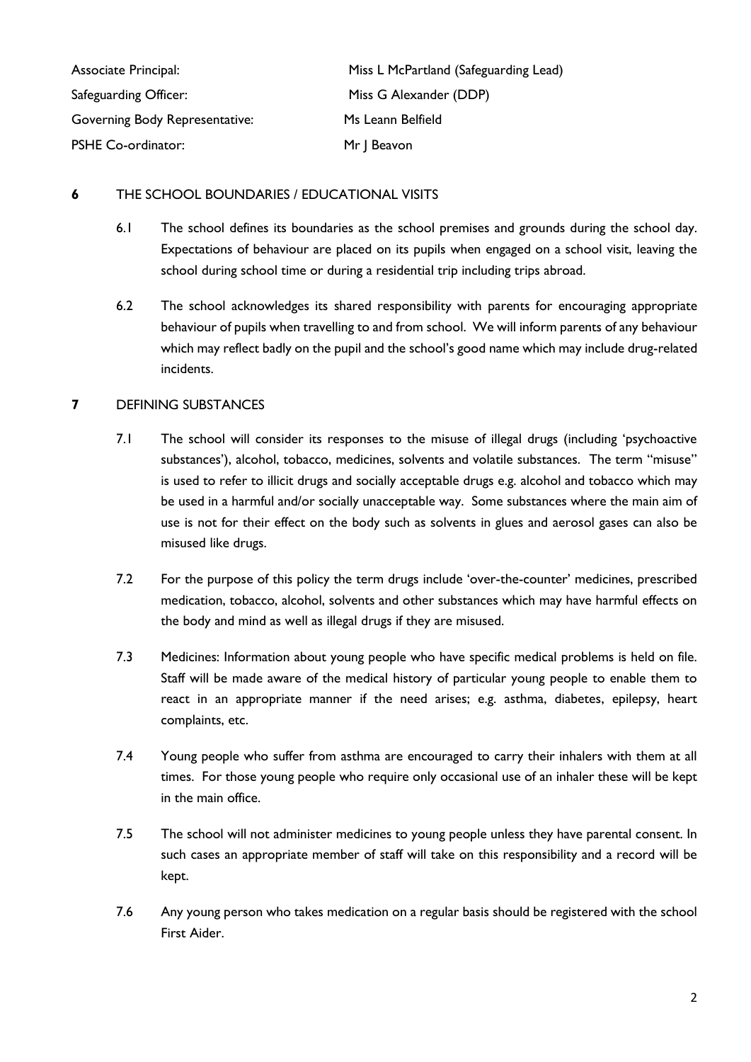| | |
|---|---|
| Associate Principal: | Miss L McPartland (Safeguarding Lead) |
| Safeguarding Officer: | Miss G Alexander (DDP) |
| Governing Body Representative: | Ms Leann Belfield |
| PSHE Co-ordinator: | Mr J Beavon |

## 6 THE SCHOOL BOUNDARIES / EDUCATIONAL VISITS

6.1 The school defines its boundaries as the school premises and grounds during the school day. Expectations of behaviour are placed on its pupils when engaged on a school visit, leaving the school during school time or during a residential trip including trips abroad.

6.2 The school acknowledges its shared responsibility with parents for encouraging appropriate behaviour of pupils when travelling to and from school. We will inform parents of any behaviour which may reflect badly on the pupil and the school's good name which may include drug-related incidents.

## 7 DEFINING SUBSTANCES

7.1 The school will consider its responses to the misuse of illegal drugs (including 'psychoactive substances'), alcohol, tobacco, medicines, solvents and volatile substances. The term "misuse" is used to refer to illicit drugs and socially acceptable drugs e.g. alcohol and tobacco which may be used in a harmful and/or socially unacceptable way. Some substances where the main aim of use is not for their effect on the body such as solvents in glues and aerosol gases can also be misused like drugs.

7.2 For the purpose of this policy the term drugs include 'over-the-counter' medicines, prescribed medication, tobacco, alcohol, solvents and other substances which may have harmful effects on the body and mind as well as illegal drugs if they are misused.

7.3 Medicines: Information about young people who have specific medical problems is held on file. Staff will be made aware of the medical history of particular young people to enable them to react in an appropriate manner if the need arises; e.g. asthma, diabetes, epilepsy, heart complaints, etc.

7.4 Young people who suffer from asthma are encouraged to carry their inhalers with them at all times. For those young people who require only occasional use of an inhaler these will be kept in the main office.

7.5 The school will not administer medicines to young people unless they have parental consent. In such cases an appropriate member of staff will take on this responsibility and a record will be kept.

7.6 Any young person who takes medication on a regular basis should be registered with the school First Aider.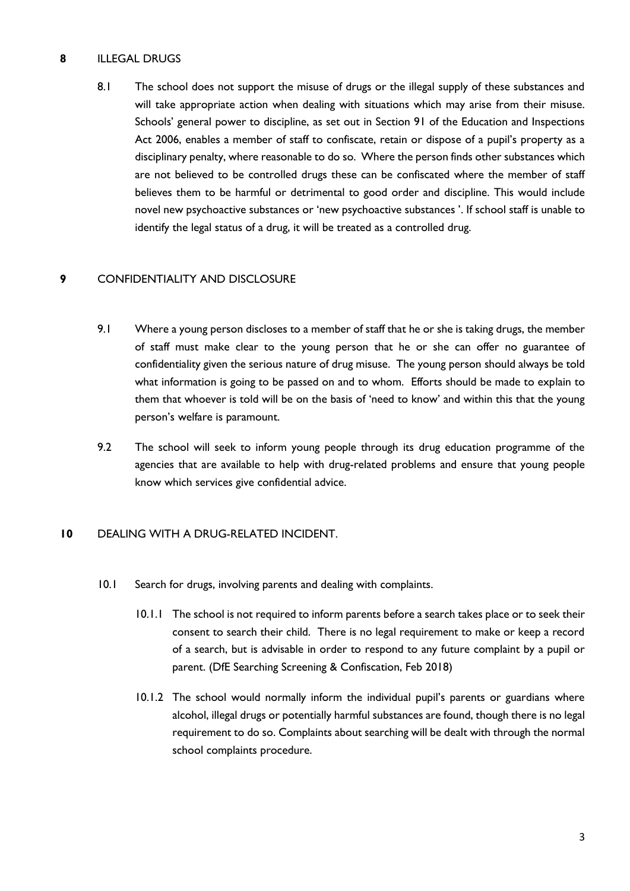## 8 ILLEGAL DRUGS

8.1 The school does not support the misuse of drugs or the illegal supply of these substances and will take appropriate action when dealing with situations which may arise from their misuse. Schools' general power to discipline, as set out in Section 91 of the Education and Inspections Act 2006, enables a member of staff to confiscate, retain or dispose of a pupil's property as a disciplinary penalty, where reasonable to do so. Where the person finds other substances which are not believed to be controlled drugs these can be confiscated where the member of staff believes them to be harmful or detrimental to good order and discipline. This would include novel new psychoactive substances or 'new psychoactive substances '. If school staff is unable to identify the legal status of a drug, it will be treated as a controlled drug.

## 9 CONFIDENTIALITY AND DISCLOSURE

9.1 Where a young person discloses to a member of staff that he or she is taking drugs, the member of staff must make clear to the young person that he or she can offer no guarantee of confidentiality given the serious nature of drug misuse. The young person should always be told what information is going to be passed on and to whom. Efforts should be made to explain to them that whoever is told will be on the basis of 'need to know' and within this that the young person's welfare is paramount.

9.2 The school will seek to inform young people through its drug education programme of the agencies that are available to help with drug-related problems and ensure that young people know which services give confidential advice.

## 10 DEALING WITH A DRUG-RELATED INCIDENT.

10.1 Search for drugs, involving parents and dealing with complaints.

10.1.1 The school is not required to inform parents before a search takes place or to seek their consent to search their child. There is no legal requirement to make or keep a record of a search, but is advisable in order to respond to any future complaint by a pupil or parent. (DfE Searching Screening & Confiscation, Feb 2018)

10.1.2 The school would normally inform the individual pupil's parents or guardians where alcohol, illegal drugs or potentially harmful substances are found, though there is no legal requirement to do so. Complaints about searching will be dealt with through the normal school complaints procedure.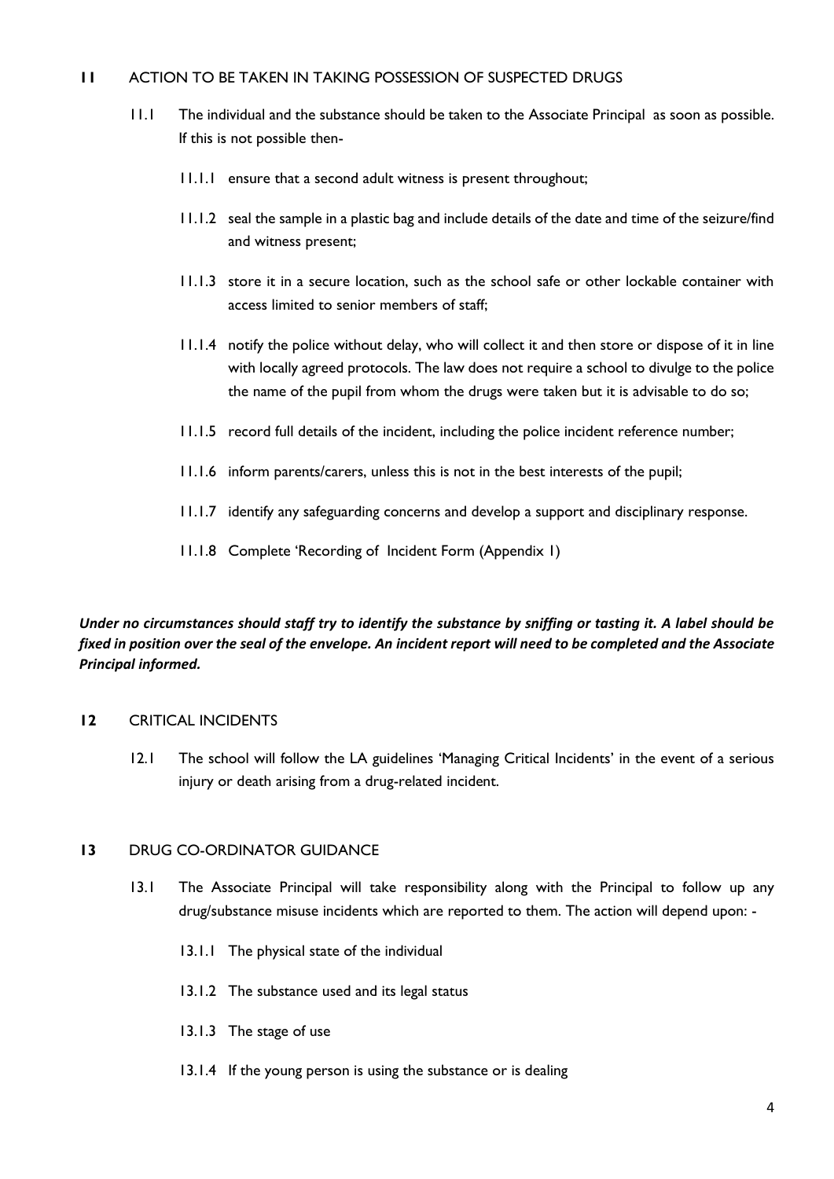## 11 ACTION TO BE TAKEN IN TAKING POSSESSION OF SUSPECTED DRUGS

11.1 The individual and the substance should be taken to the Associate Principal as soon as possible. If this is not possible then-

11.1.1 ensure that a second adult witness is present throughout;

11.1.2 seal the sample in a plastic bag and include details of the date and time of the seizure/find and witness present;

11.1.3 store it in a secure location, such as the school safe or other lockable container with access limited to senior members of staff;

11.1.4 notify the police without delay, who will collect it and then store or dispose of it in line with locally agreed protocols. The law does not require a school to divulge to the police the name of the pupil from whom the drugs were taken but it is advisable to do so;

11.1.5 record full details of the incident, including the police incident reference number;

11.1.6 inform parents/carers, unless this is not in the best interests of the pupil;

11.1.7 identify any safeguarding concerns and develop a support and disciplinary response.

11.1.8 Complete 'Recording of Incident Form (Appendix 1)

***Under no circumstances should staff try to identify the substance by sniffing or tasting it. A label should be fixed in position over the seal of the envelope. An incident report will need to be completed and the Associate Principal informed.***

## 12 CRITICAL INCIDENTS

12.1 The school will follow the LA guidelines 'Managing Critical Incidents' in the event of a serious injury or death arising from a drug-related incident.

## 13 DRUG CO-ORDINATOR GUIDANCE

13.1 The Associate Principal will take responsibility along with the Principal to follow up any drug/substance misuse incidents which are reported to them. The action will depend upon: -

13.1.1 The physical state of the individual

13.1.2 The substance used and its legal status

13.1.3 The stage of use

13.1.4 If the young person is using the substance or is dealing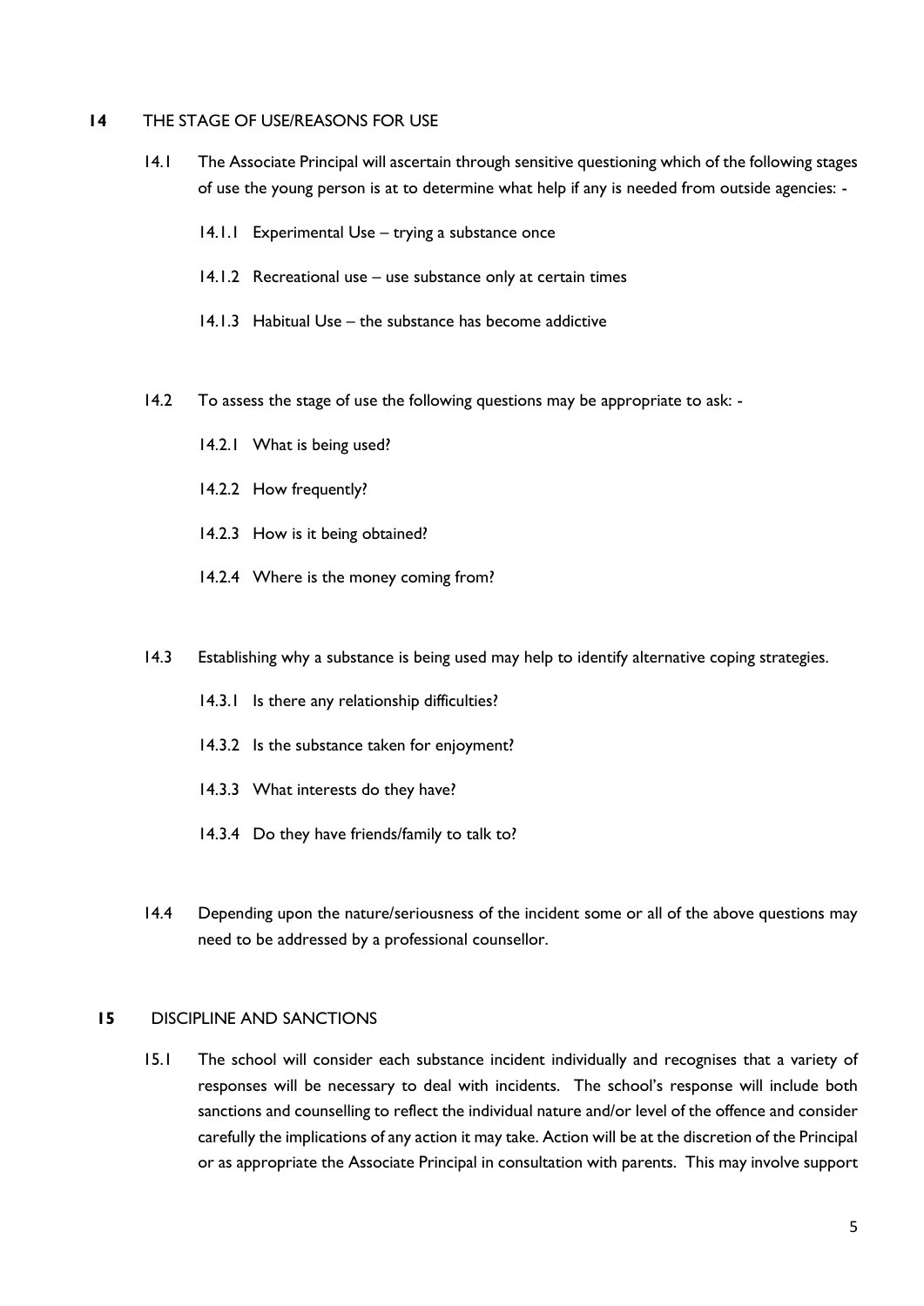## 14 THE STAGE OF USE/REASONS FOR USE

14.1 The Associate Principal will ascertain through sensitive questioning which of the following stages of use the young person is at to determine what help if any is needed from outside agencies: -

14.1.1 Experimental Use – trying a substance once

14.1.2 Recreational use – use substance only at certain times

14.1.3 Habitual Use – the substance has become addictive

14.2 To assess the stage of use the following questions may be appropriate to ask: -

14.2.1 What is being used?

14.2.2 How frequently?

14.2.3 How is it being obtained?

14.2.4 Where is the money coming from?

14.3 Establishing why a substance is being used may help to identify alternative coping strategies.

14.3.1 Is there any relationship difficulties?

14.3.2 Is the substance taken for enjoyment?

14.3.3 What interests do they have?

14.3.4 Do they have friends/family to talk to?

14.4 Depending upon the nature/seriousness of the incident some or all of the above questions may need to be addressed by a professional counsellor.

## 15 DISCIPLINE AND SANCTIONS

15.1 The school will consider each substance incident individually and recognises that a variety of responses will be necessary to deal with incidents. The school's response will include both sanctions and counselling to reflect the individual nature and/or level of the offence and consider carefully the implications of any action it may take. Action will be at the discretion of the Principal or as appropriate the Associate Principal in consultation with parents. This may involve support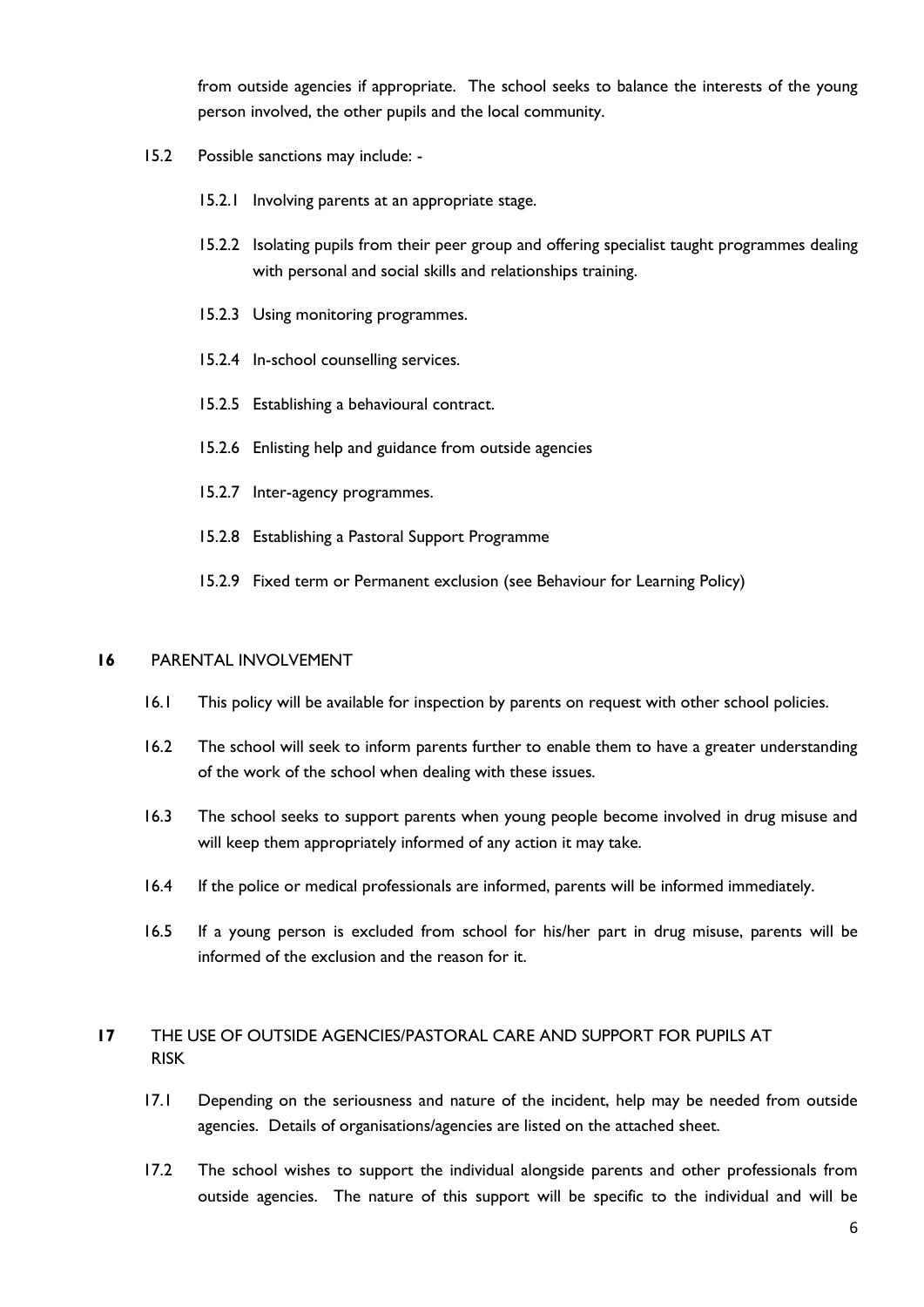from outside agencies if appropriate. The school seeks to balance the interests of the young person involved, the other pupils and the local community.

15.2 Possible sanctions may include: -

15.2.1 Involving parents at an appropriate stage.

15.2.2 Isolating pupils from their peer group and offering specialist taught programmes dealing with personal and social skills and relationships training.

15.2.3 Using monitoring programmes.

15.2.4 In-school counselling services.

15.2.5 Establishing a behavioural contract.

15.2.6 Enlisting help and guidance from outside agencies

15.2.7 Inter-agency programmes.

15.2.8 Establishing a Pastoral Support Programme

15.2.9 Fixed term or Permanent exclusion (see Behaviour for Learning Policy)

## 16 PARENTAL INVOLVEMENT

16.1 This policy will be available for inspection by parents on request with other school policies.

16.2 The school will seek to inform parents further to enable them to have a greater understanding of the work of the school when dealing with these issues.

16.3 The school seeks to support parents when young people become involved in drug misuse and will keep them appropriately informed of any action it may take.

16.4 If the police or medical professionals are informed, parents will be informed immediately.

16.5 If a young person is excluded from school for his/her part in drug misuse, parents will be informed of the exclusion and the reason for it.

## 17 THE USE OF OUTSIDE AGENCIES/PASTORAL CARE AND SUPPORT FOR PUPILS AT RISK

17.1 Depending on the seriousness and nature of the incident, help may be needed from outside agencies. Details of organisations/agencies are listed on the attached sheet.

17.2 The school wishes to support the individual alongside parents and other professionals from outside agencies. The nature of this support will be specific to the individual and will be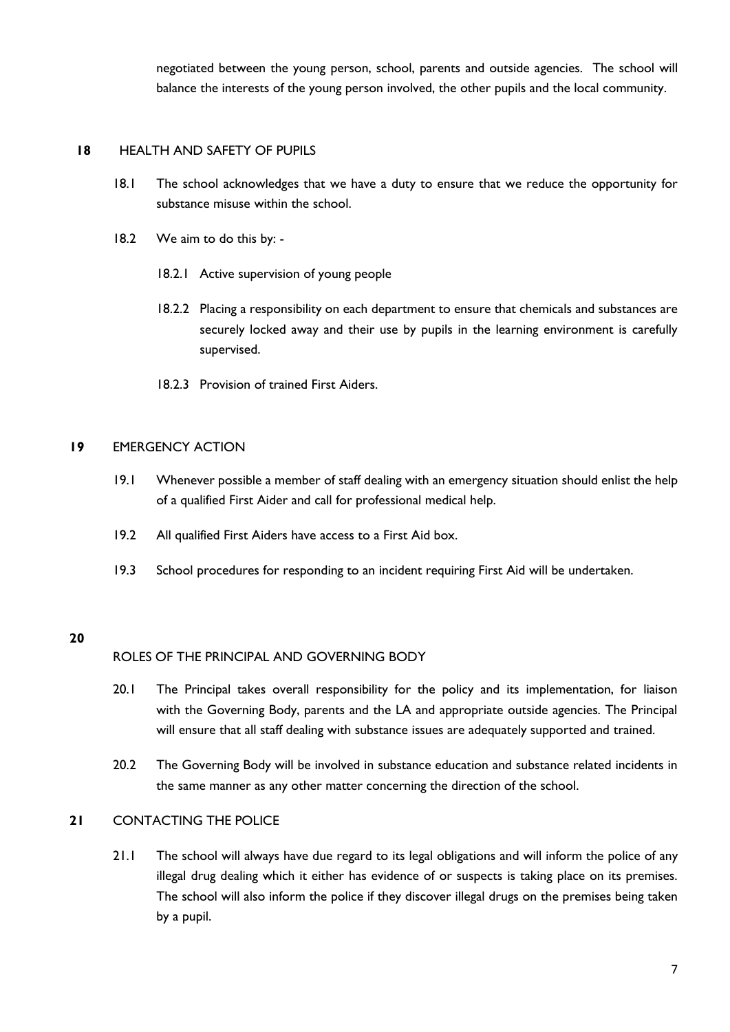negotiated between the young person, school, parents and outside agencies. The school will balance the interests of the young person involved, the other pupils and the local community.

## 18 HEALTH AND SAFETY OF PUPILS

18.1 The school acknowledges that we have a duty to ensure that we reduce the opportunity for substance misuse within the school.

18.2 We aim to do this by: -

18.2.1 Active supervision of young people

18.2.2 Placing a responsibility on each department to ensure that chemicals and substances are securely locked away and their use by pupils in the learning environment is carefully supervised.

18.2.3 Provision of trained First Aiders.

## 19 EMERGENCY ACTION

19.1 Whenever possible a member of staff dealing with an emergency situation should enlist the help of a qualified First Aider and call for professional medical help.

19.2 All qualified First Aiders have access to a First Aid box.

19.3 School procedures for responding to an incident requiring First Aid will be undertaken.

## 20 ROLES OF THE PRINCIPAL AND GOVERNING BODY

20.1 The Principal takes overall responsibility for the policy and its implementation, for liaison with the Governing Body, parents and the LA and appropriate outside agencies. The Principal will ensure that all staff dealing with substance issues are adequately supported and trained.

20.2 The Governing Body will be involved in substance education and substance related incidents in the same manner as any other matter concerning the direction of the school.

## 21 CONTACTING THE POLICE

21.1 The school will always have due regard to its legal obligations and will inform the police of any illegal drug dealing which it either has evidence of or suspects is taking place on its premises. The school will also inform the police if they discover illegal drugs on the premises being taken by a pupil.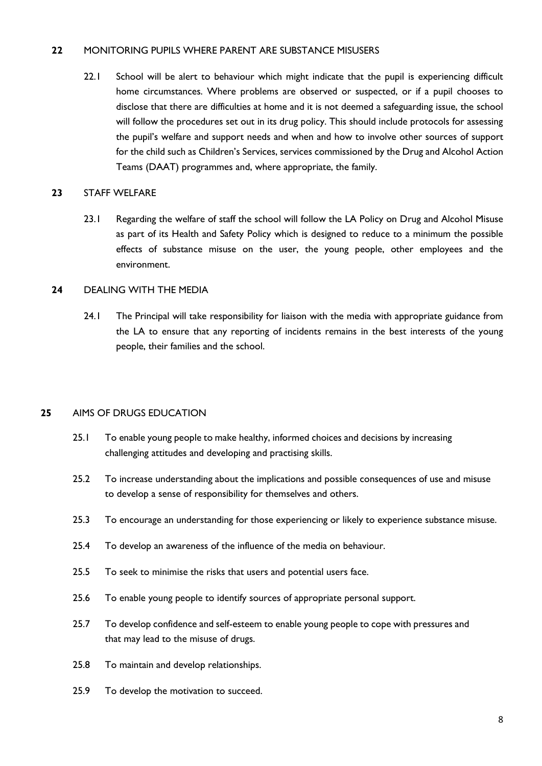## 22 MONITORING PUPILS WHERE PARENT ARE SUBSTANCE MISUSERS

22.1 School will be alert to behaviour which might indicate that the pupil is experiencing difficult home circumstances. Where problems are observed or suspected, or if a pupil chooses to disclose that there are difficulties at home and it is not deemed a safeguarding issue, the school will follow the procedures set out in its drug policy. This should include protocols for assessing the pupil's welfare and support needs and when and how to involve other sources of support for the child such as Children's Services, services commissioned by the Drug and Alcohol Action Teams (DAAT) programmes and, where appropriate, the family.

## 23 STAFF WELFARE

23.1 Regarding the welfare of staff the school will follow the LA Policy on Drug and Alcohol Misuse as part of its Health and Safety Policy which is designed to reduce to a minimum the possible effects of substance misuse on the user, the young people, other employees and the environment.

## 24 DEALING WITH THE MEDIA

24.1 The Principal will take responsibility for liaison with the media with appropriate guidance from the LA to ensure that any reporting of incidents remains in the best interests of the young people, their families and the school.

## 25 AIMS OF DRUGS EDUCATION

25.1 To enable young people to make healthy, informed choices and decisions by increasing challenging attitudes and developing and practising skills.

25.2 To increase understanding about the implications and possible consequences of use and misuse to develop a sense of responsibility for themselves and others.

25.3 To encourage an understanding for those experiencing or likely to experience substance misuse.

25.4 To develop an awareness of the influence of the media on behaviour.

25.5 To seek to minimise the risks that users and potential users face.

25.6 To enable young people to identify sources of appropriate personal support.

25.7 To develop confidence and self-esteem to enable young people to cope with pressures and that may lead to the misuse of drugs.

25.8 To maintain and develop relationships.

25.9 To develop the motivation to succeed.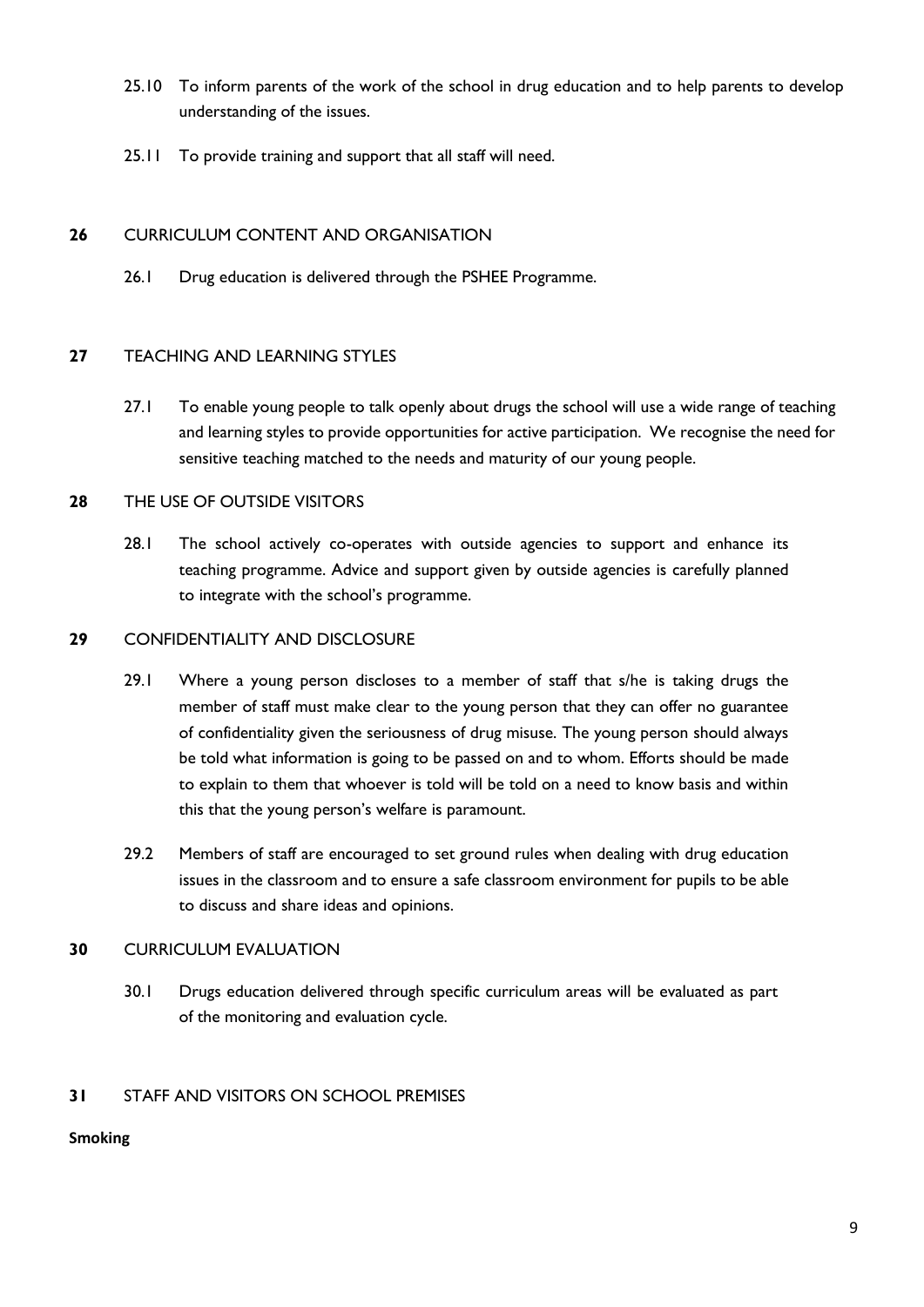25.10 To inform parents of the work of the school in drug education and to help parents to develop understanding of the issues.

25.11 To provide training and support that all staff will need.

## 26 CURRICULUM CONTENT AND ORGANISATION

26.1 Drug education is delivered through the PSHEE Programme.

## 27 TEACHING AND LEARNING STYLES

27.1 To enable young people to talk openly about drugs the school will use a wide range of teaching and learning styles to provide opportunities for active participation. We recognise the need for sensitive teaching matched to the needs and maturity of our young people.

## 28 THE USE OF OUTSIDE VISITORS

28.1 The school actively co-operates with outside agencies to support and enhance its teaching programme. Advice and support given by outside agencies is carefully planned to integrate with the school's programme.

## 29 CONFIDENTIALITY AND DISCLOSURE

29.1 Where a young person discloses to a member of staff that s/he is taking drugs the member of staff must make clear to the young person that they can offer no guarantee of confidentiality given the seriousness of drug misuse. The young person should always be told what information is going to be passed on and to whom. Efforts should be made to explain to them that whoever is told will be told on a need to know basis and within this that the young person's welfare is paramount.

29.2 Members of staff are encouraged to set ground rules when dealing with drug education issues in the classroom and to ensure a safe classroom environment for pupils to be able to discuss and share ideas and opinions.

## 30 CURRICULUM EVALUATION

30.1 Drugs education delivered through specific curriculum areas will be evaluated as part of the monitoring and evaluation cycle.

## 31 STAFF AND VISITORS ON SCHOOL PREMISES

**Smoking**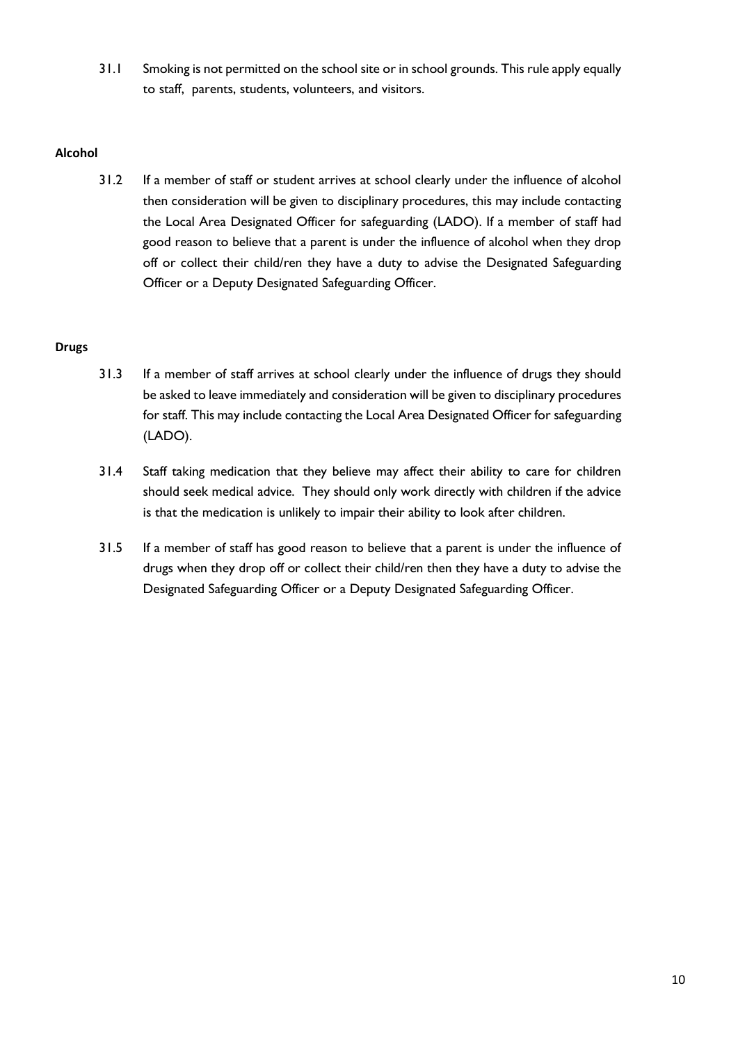31.1 Smoking is not permitted on the school site or in school grounds. This rule apply equally to staff, parents, students, volunteers, and visitors.

**Alcohol**

31.2 If a member of staff or student arrives at school clearly under the influence of alcohol then consideration will be given to disciplinary procedures, this may include contacting the Local Area Designated Officer for safeguarding (LADO). If a member of staff had good reason to believe that a parent is under the influence of alcohol when they drop off or collect their child/ren they have a duty to advise the Designated Safeguarding Officer or a Deputy Designated Safeguarding Officer.

**Drugs**

31.3 If a member of staff arrives at school clearly under the influence of drugs they should be asked to leave immediately and consideration will be given to disciplinary procedures for staff. This may include contacting the Local Area Designated Officer for safeguarding (LADO).

31.4 Staff taking medication that they believe may affect their ability to care for children should seek medical advice. They should only work directly with children if the advice is that the medication is unlikely to impair their ability to look after children.

31.5 If a member of staff has good reason to believe that a parent is under the influence of drugs when they drop off or collect their child/ren then they have a duty to advise the Designated Safeguarding Officer or a Deputy Designated Safeguarding Officer.